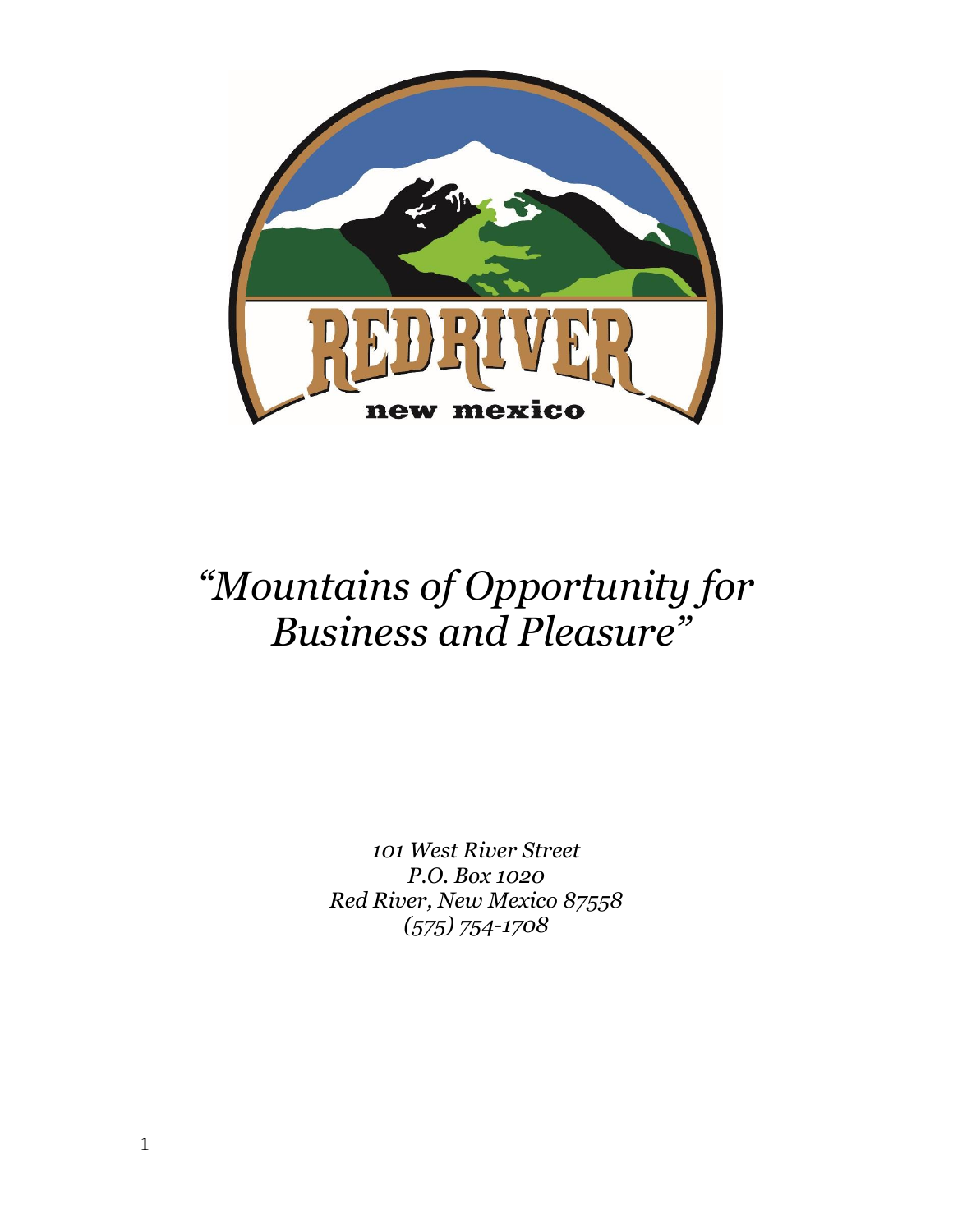REDRIVER

new mexico

# *"Mountains of Opportunity for Business and Pleasure"*

*101 West River Street*
*P.O. Box 1020*
*Red River, New Mexico 87558*
*(575) 754-1708*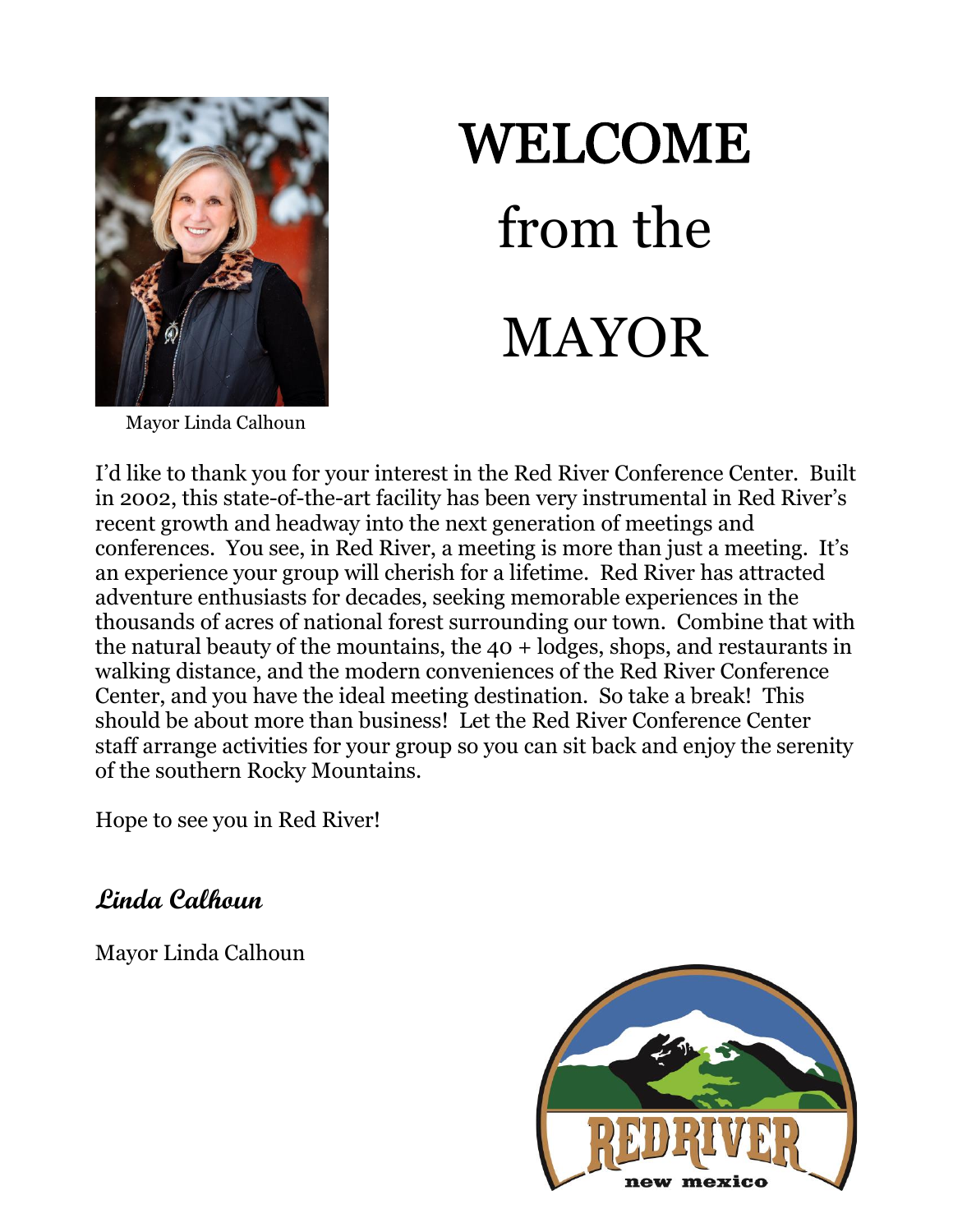# WELCOME from the MAYOR

Mayor Linda Calhoun

I'd like to thank you for your interest in the Red River Conference Center. Built in 2002, this state-of-the-art facility has been very instrumental in Red River's recent growth and headway into the next generation of meetings and conferences. You see, in Red River, a meeting is more than just a meeting. It's an experience your group will cherish for a lifetime. Red River has attracted adventure enthusiasts for decades, seeking memorable experiences in the thousands of acres of national forest surrounding our town. Combine that with the natural beauty of the mountains, the 40 + lodges, shops, and restaurants in walking distance, and the modern conveniences of the Red River Conference Center, and you have the ideal meeting destination. So take a break! This should be about more than business! Let the Red River Conference Center staff arrange activities for your group so you can sit back and enjoy the serenity of the southern Rocky Mountains.

Hope to see you in Red River!

***Linda Calhoun***

Mayor Linda Calhoun

REDRIVER
new mexico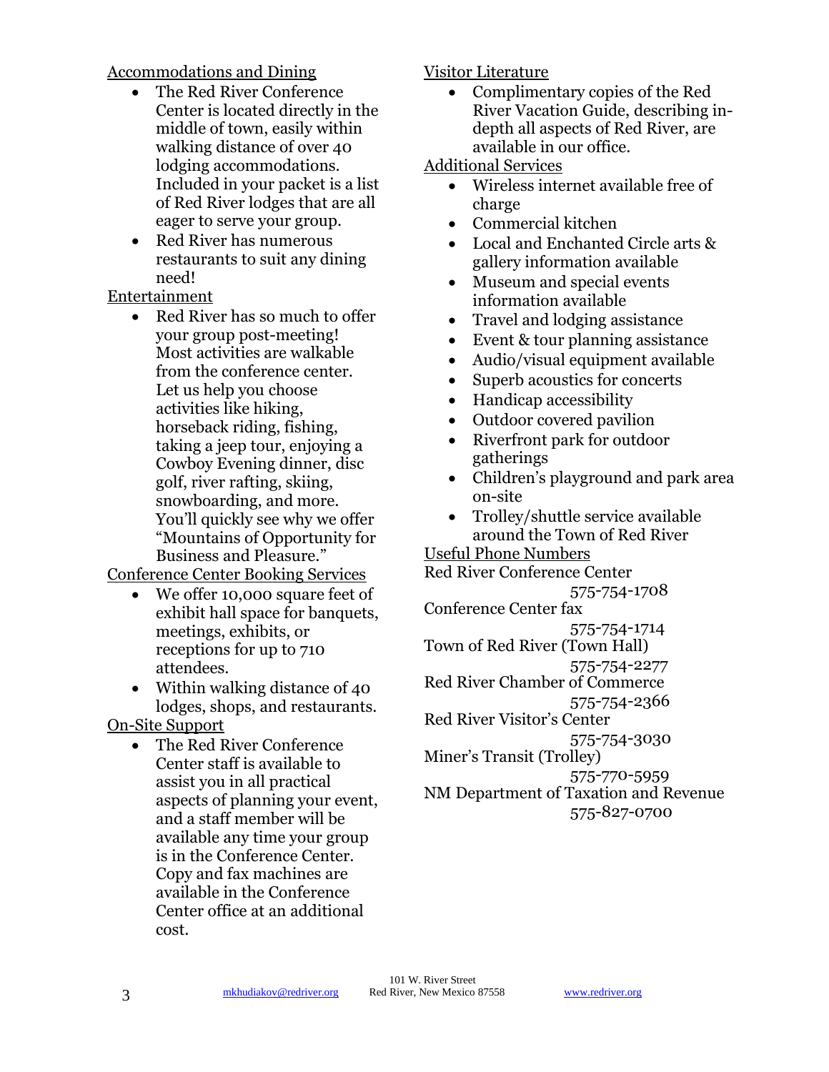## Accommodations and Dining

- The Red River Conference Center is located directly in the middle of town, easily within walking distance of over 40 lodging accommodations. Included in your packet is a list of Red River lodges that are all eager to serve your group.
- Red River has numerous restaurants to suit any dining need!

## Entertainment

- Red River has so much to offer your group post-meeting! Most activities are walkable from the conference center. Let us help you choose activities like hiking, horseback riding, fishing, taking a jeep tour, enjoying a Cowboy Evening dinner, disc golf, river rafting, skiing, snowboarding, and more. You'll quickly see why we offer "Mountains of Opportunity for Business and Pleasure."

## Conference Center Booking Services

- We offer 10,000 square feet of exhibit hall space for banquets, meetings, exhibits, or receptions for up to 710 attendees.
- Within walking distance of 40 lodges, shops, and restaurants.

## On-Site Support

- The Red River Conference Center staff is available to assist you in all practical aspects of planning your event, and a staff member will be available any time your group is in the Conference Center. Copy and fax machines are available in the Conference Center office at an additional cost.

## Visitor Literature

- Complimentary copies of the Red River Vacation Guide, describing in-depth all aspects of Red River, are available in our office.

## Additional Services

- Wireless internet available free of charge
- Commercial kitchen
- Local and Enchanted Circle arts & gallery information available
- Museum and special events information available
- Travel and lodging assistance
- Event & tour planning assistance
- Audio/visual equipment available
- Superb acoustics for concerts
- Handicap accessibility
- Outdoor covered pavilion
- Riverfront park for outdoor gatherings
- Children's playground and park area on-site
- Trolley/shuttle service available around the Town of Red River

## Useful Phone Numbers

Red River Conference Center
575-754-1708

Conference Center fax
575-754-1714

Town of Red River (Town Hall)
575-754-2277

Red River Chamber of Commerce
575-754-2366

Red River Visitor's Center
575-754-3030

Miner's Transit (Trolley)
575-770-5959

NM Department of Taxation and Revenue
575-827-0700

mkhudiakov@redriver.org | 101 W. River Street, Red River, New Mexico 87558 | www.redriver.org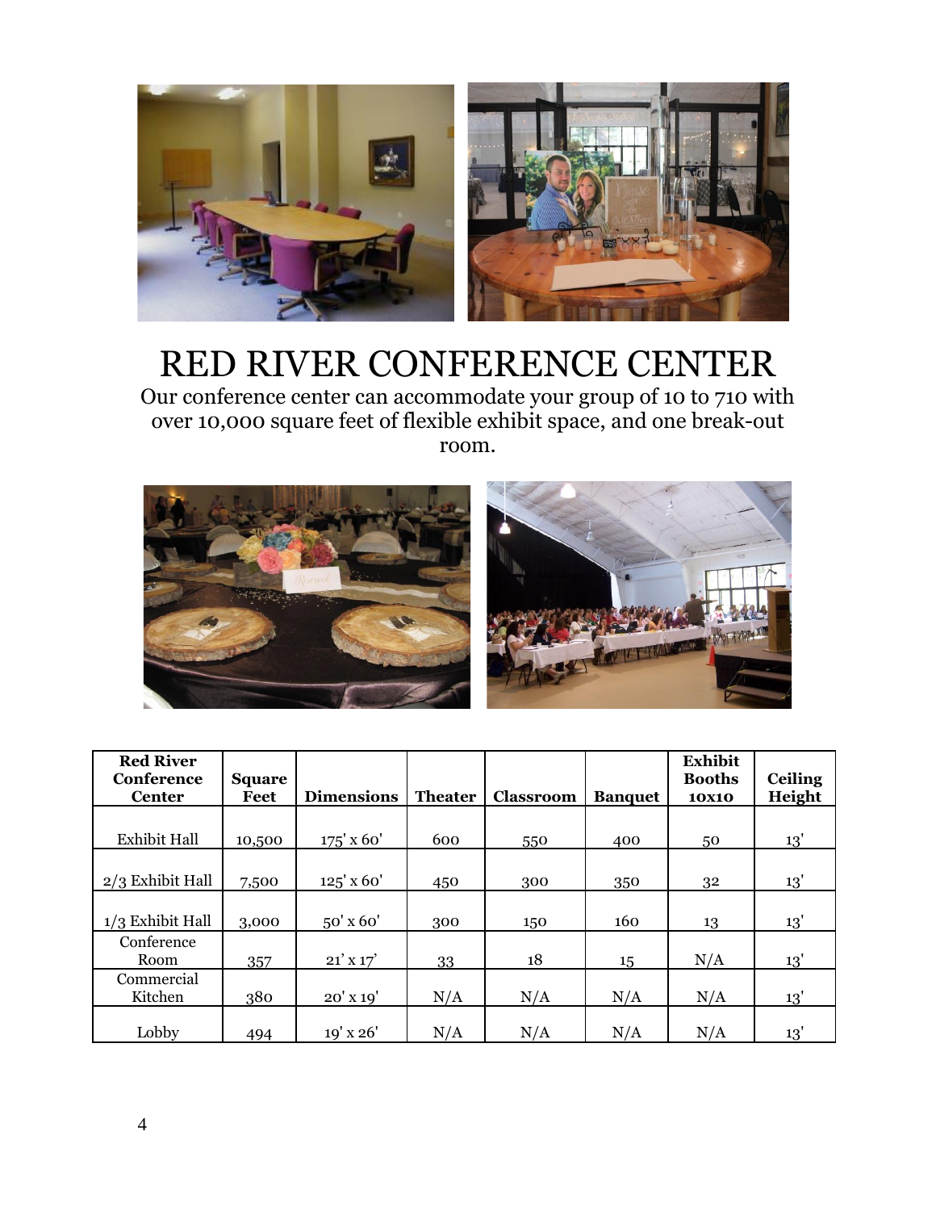# RED RIVER CONFERENCE CENTER

Our conference center can accommodate your group of 10 to 710 with over 10,000 square feet of flexible exhibit space, and one break-out room.

| Red River Conference Center | Square Feet | Dimensions | Theater | Classroom | Banquet | Exhibit Booths 10x10 | Ceiling Height |
|---|---|---|---|---|---|---|---|
| Exhibit Hall | 10,500 | 175' x 60' | 600 | 550 | 400 | 50 | 13' |
| 2/3 Exhibit Hall | 7,500 | 125' x 60' | 450 | 300 | 350 | 32 | 13' |
| 1/3 Exhibit Hall | 3,000 | 50' x 60' | 300 | 150 | 160 | 13 | 13' |
| Conference Room | 357 | 21' x 17' | 33 | 18 | 15 | N/A | 13' |
| Commercial Kitchen | 380 | 20' x 19' | N/A | N/A | N/A | N/A | 13' |
| Lobby | 494 | 19' x 26' | N/A | N/A | N/A | N/A | 13' |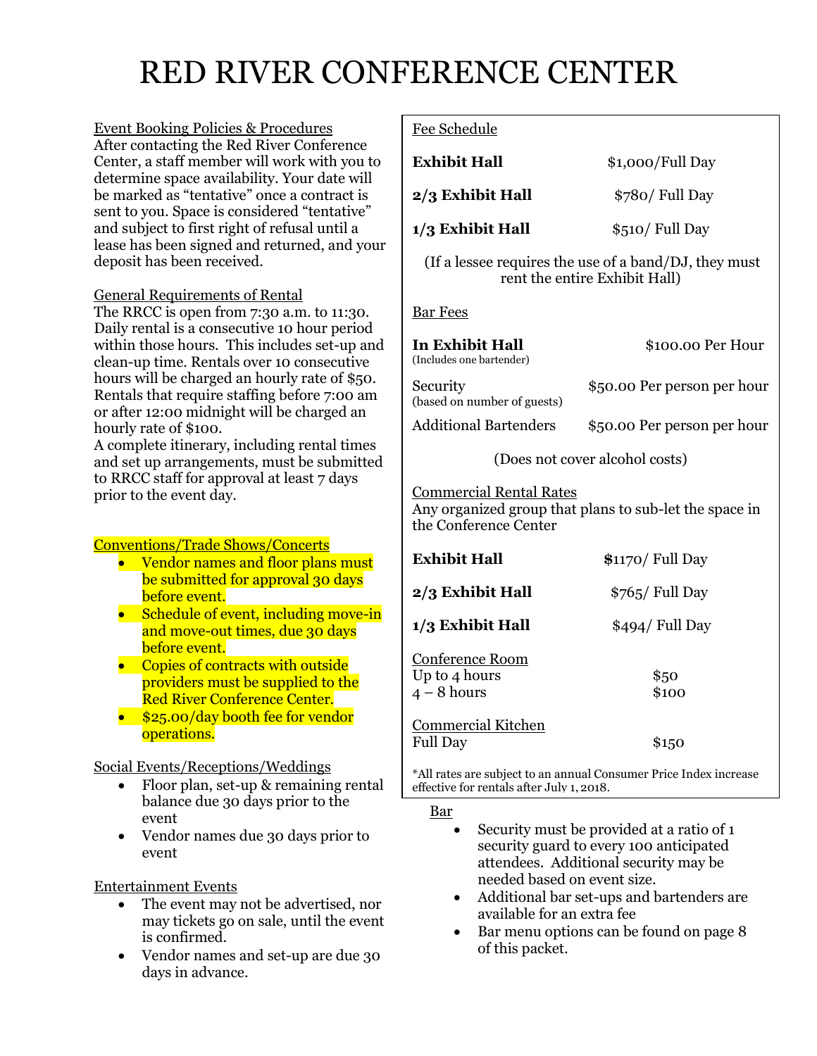# RED RIVER CONFERENCE CENTER

Event Booking Policies & Procedures

After contacting the Red River Conference Center, a staff member will work with you to determine space availability. Your date will be marked as "tentative" once a contract is sent to you. Space is considered "tentative" and subject to first right of refusal until a lease has been signed and returned, and your deposit has been received.

General Requirements of Rental

The RRCC is open from 7:30 a.m. to 11:30. Daily rental is a consecutive 10 hour period within those hours. This includes set-up and clean-up time. Rentals over 10 consecutive hours will be charged an hourly rate of $50. Rentals that require staffing before 7:00 am or after 12:00 midnight will be charged an hourly rate of $100.

A complete itinerary, including rental times and set up arrangements, must be submitted to RRCC staff for approval at least 7 days prior to the event day.

Conventions/Trade Shows/Concerts

- Vendor names and floor plans must be submitted for approval 30 days before event.
- Schedule of event, including move-in and move-out times, due 30 days before event.
- Copies of contracts with outside providers must be supplied to the Red River Conference Center.
- $25.00/day booth fee for vendor operations.

Social Events/Receptions/Weddings

- Floor plan, set-up & remaining rental balance due 30 days prior to the event
- Vendor names due 30 days prior to event

Entertainment Events

- The event may not be advertised, nor may tickets go on sale, until the event is confirmed.
- Vendor names and set-up are due 30 days in advance.

Fee Schedule

| | |
|---|---|
| **Exhibit Hall** | $1,000/Full Day |
| **2/3 Exhibit Hall** | $780/ Full Day |
| **1/3 Exhibit Hall** | $510/ Full Day |

(If a lessee requires the use of a band/DJ, they must rent the entire Exhibit Hall)

Bar Fees

| | |
|---|---|
| **In Exhibit Hall** (Includes one bartender) | $100.00 Per Hour |
| Security (based on number of guests) | $50.00 Per person per hour |
| Additional Bartenders | $50.00 Per person per hour |

(Does not cover alcohol costs)

Commercial Rental Rates

Any organized group that plans to sub-let the space in the Conference Center

| | |
|---|---|
| **Exhibit Hall** | **$**1170/ Full Day |
| **2/3 Exhibit Hall** | $765/ Full Day |
| **1/3 Exhibit Hall** | $494/ Full Day |

Conference Room

| | |
|---|---|
| Up to 4 hours | $50 |
| 4 – 8 hours | $100 |

Commercial Kitchen

| | |
|---|---|
| Full Day | $150 |

*All rates are subject to an annual Consumer Price Index increase effective for rentals after July 1, 2018.

Bar

- Security must be provided at a ratio of 1 security guard to every 100 anticipated attendees. Additional security may be needed based on event size.
- Additional bar set-ups and bartenders are available for an extra fee
- Bar menu options can be found on page 8 of this packet.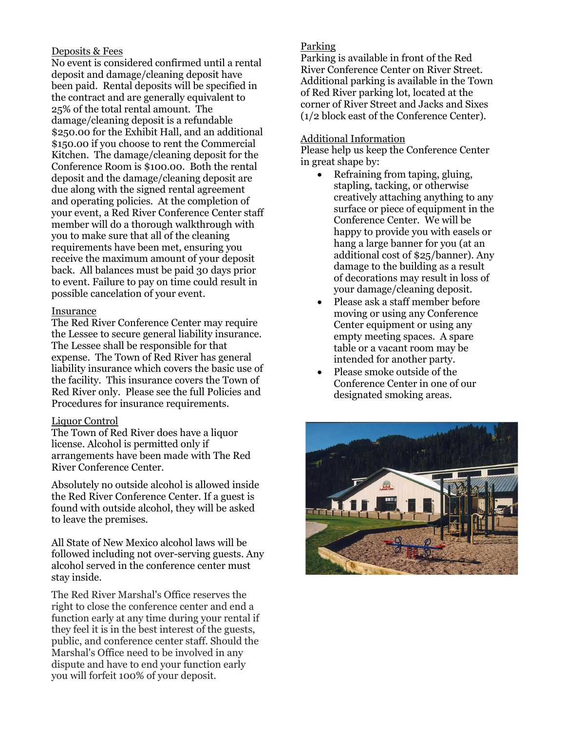## Deposits & Fees

No event is considered confirmed until a rental deposit and damage/cleaning deposit have been paid. Rental deposits will be specified in the contract and are generally equivalent to 25% of the total rental amount. The damage/cleaning deposit is a refundable $250.00 for the Exhibit Hall, and an additional $150.00 if you choose to rent the Commercial Kitchen. The damage/cleaning deposit for the Conference Room is $100.00. Both the rental deposit and the damage/cleaning deposit are due along with the signed rental agreement and operating policies. At the completion of your event, a Red River Conference Center staff member will do a thorough walkthrough with you to make sure that all of the cleaning requirements have been met, ensuring you receive the maximum amount of your deposit back. All balances must be paid 30 days prior to event. Failure to pay on time could result in possible cancelation of your event.

## Insurance

The Red River Conference Center may require the Lessee to secure general liability insurance. The Lessee shall be responsible for that expense. The Town of Red River has general liability insurance which covers the basic use of the facility. This insurance covers the Town of Red River only. Please see the full Policies and Procedures for insurance requirements.

## Liquor Control

The Town of Red River does have a liquor license. Alcohol is permitted only if arrangements have been made with The Red River Conference Center.

Absolutely no outside alcohol is allowed inside the Red River Conference Center. If a guest is found with outside alcohol, they will be asked to leave the premises.

All State of New Mexico alcohol laws will be followed including not over-serving guests. Any alcohol served in the conference center must stay inside.

The Red River Marshal's Office reserves the right to close the conference center and end a function early at any time during your rental if they feel it is in the best interest of the guests, public, and conference center staff. Should the Marshal's Office need to be involved in any dispute and have to end your function early you will forfeit 100% of your deposit.

## Parking

Parking is available in front of the Red River Conference Center on River Street. Additional parking is available in the Town of Red River parking lot, located at the corner of River Street and Jacks and Sixes (1/2 block east of the Conference Center).

## Additional Information

Please help us keep the Conference Center in great shape by:

- Refraining from taping, gluing, stapling, tacking, or otherwise creatively attaching anything to any surface or piece of equipment in the Conference Center. We will be happy to provide you with easels or hang a large banner for you (at an additional cost of $25/banner). Any damage to the building as a result of decorations may result in loss of your damage/cleaning deposit.
- Please ask a staff member before moving or using any Conference Center equipment or using any empty meeting spaces. A spare table or a vacant room may be intended for another party.
- Please smoke outside of the Conference Center in one of our designated smoking areas.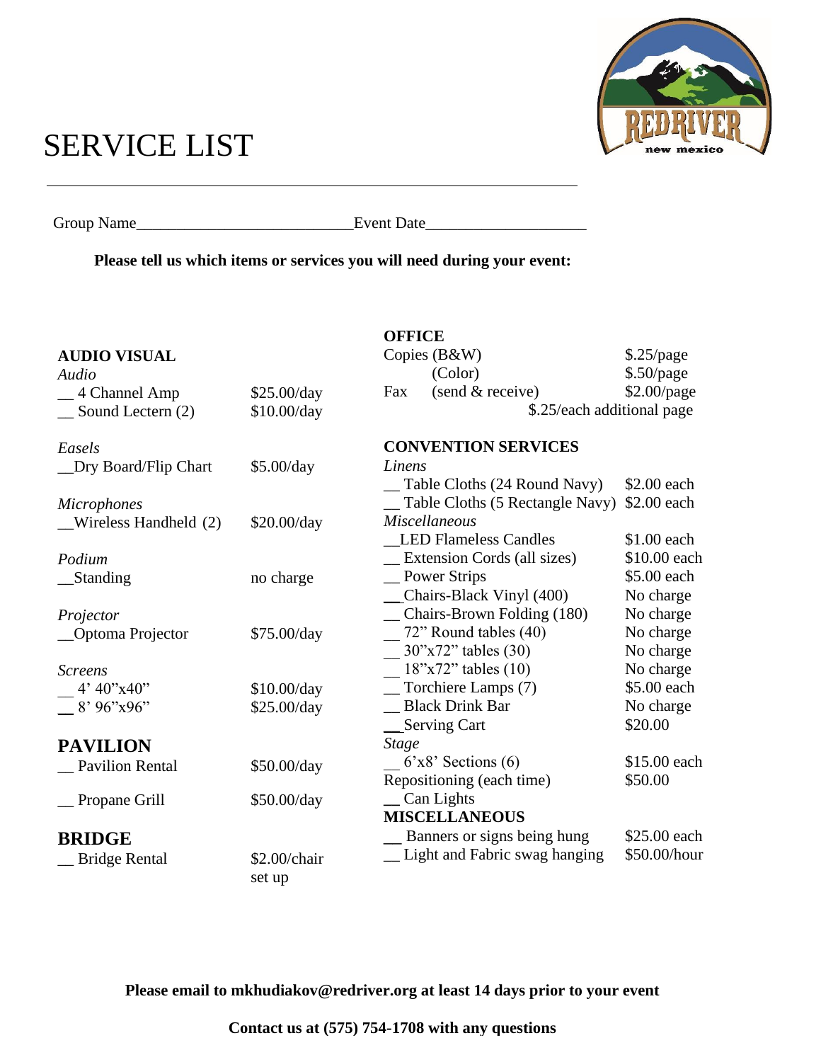# SERVICE LIST

Group Name__________________________Event Date___________________

**Please tell us which items or services you will need during your event:**

## AUDIO VISUAL

*Audio*

| | |
|---|---|
| __ 4 Channel Amp | $25.00/day |
| __ Sound Lectern (2) | $10.00/day |

*Easels*

| | |
|---|---|
| __Dry Board/Flip Chart | $5.00/day |

*Microphones*

| | |
|---|---|
| __Wireless Handheld (2) | $20.00/day |

*Podium*

| | |
|---|---|
| __Standing | no charge |

*Projector*

| | |
|---|---|
| __Optoma Projector | $75.00/day |

*Screens*

| | |
|---|---|
| __ 4' 40"x40" | $10.00/day |
| __ 8' 96"x96" | $25.00/day |

## PAVILION

| | |
|---|---|
| __ Pavilion Rental | $50.00/day |
| __ Propane Grill | $50.00/day |

## BRIDGE

| | |
|---|---|
| __ Bridge Rental | $2.00/chair set up |

## OFFICE

| | | |
|---|---|---|
| Copies | (B&W) | $.25/page |
| | (Color) | $.50/page |
| Fax | (send & receive) | $2.00/page |
| | | $.25/each additional page |

## CONVENTION SERVICES

*Linens*

| | |
|---|---|
| __ Table Cloths (24 Round Navy) | $2.00 each |
| __ Table Cloths (5 Rectangle Navy) | $2.00 each |

*Miscellaneous*

| | |
|---|---|
| __LED Flameless Candles | $1.00 each |
| __ Extension Cords (all sizes) | $10.00 each |
| __ Power Strips | $5.00 each |
| __Chairs-Black Vinyl (400) | No charge |
| __ Chairs-Brown Folding (180) | No charge |
| __ 72" Round tables (40) | No charge |
| __ 30"x72" tables (30) | No charge |
| __ 18"x72" tables (10) | No charge |
| __ Torchiere Lamps (7) | $5.00 each |
| __ Black Drink Bar | No charge |
| __Serving Cart | $20.00 |

*Stage*

| | |
|---|---|
| __ 6'x8' Sections (6) | $15.00 each |
| Repositioning (each time) | $50.00 |
| __ Can Lights | |

## MISCELLANEOUS

| | |
|---|---|
| __ Banners or signs being hung | $25.00 each |
| __ Light and Fabric swag hanging | $50.00/hour |

**Please email to mkhudiakov@redriver.org at least 14 days prior to your event**

**Contact us at (575) 754-1708 with any questions**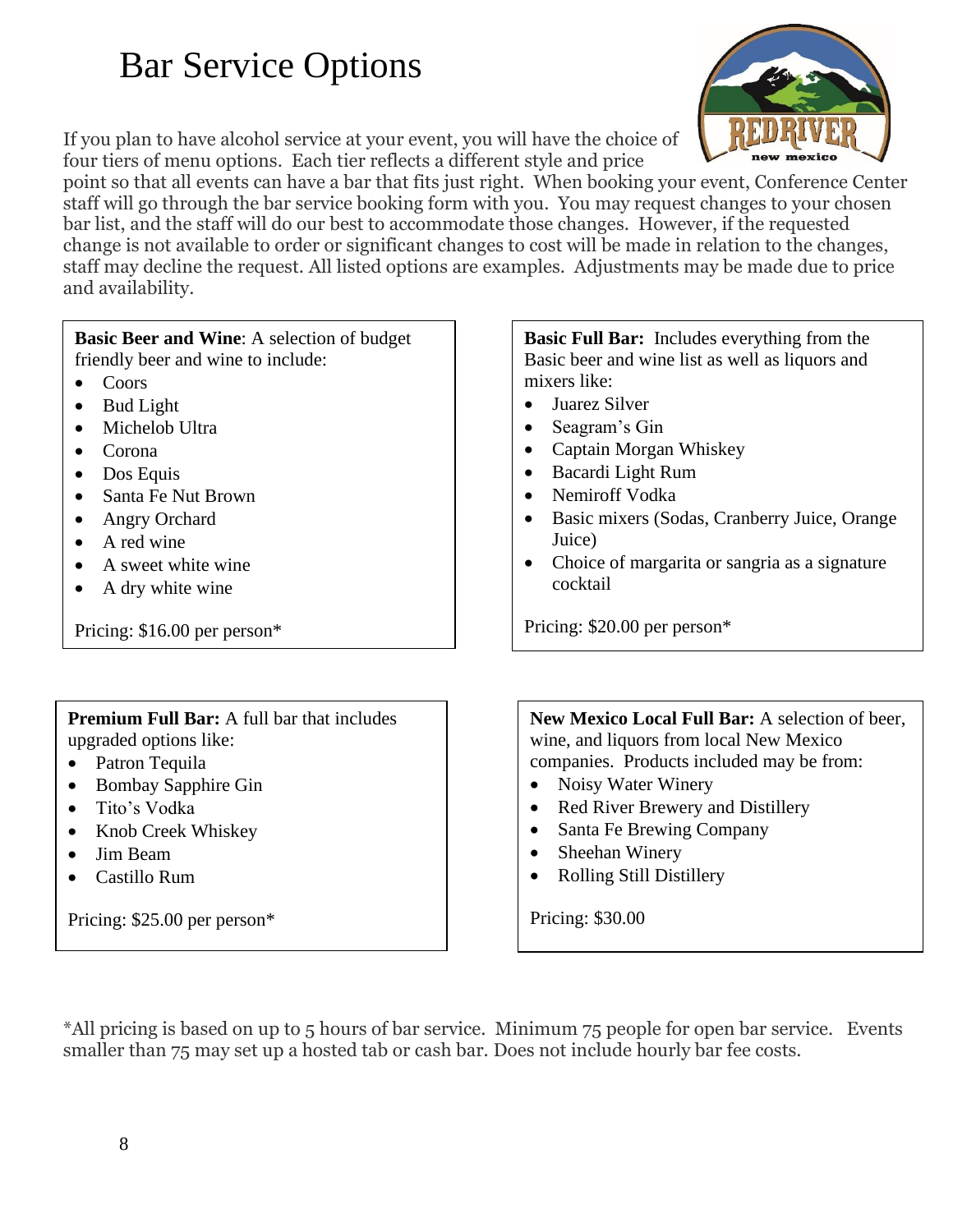# Bar Service Options

If you plan to have alcohol service at your event, you will have the choice of four tiers of menu options. Each tier reflects a different style and price point so that all events can have a bar that fits just right. When booking your event, Conference Center staff will go through the bar service booking form with you. You may request changes to your chosen bar list, and the staff will do our best to accommodate those changes. However, if the requested change is not available to order or significant changes to cost will be made in relation to the changes, staff may decline the request. All listed options are examples. Adjustments may be made due to price and availability.

**Basic Beer and Wine**: A selection of budget friendly beer and wine to include:

- Coors
- Bud Light
- Michelob Ultra
- Corona
- Dos Equis
- Santa Fe Nut Brown
- Angry Orchard
- A red wine
- A sweet white wine
- A dry white wine

Pricing: $16.00 per person*

**Basic Full Bar:** Includes everything from the Basic beer and wine list as well as liquors and mixers like:

- Juarez Silver
- Seagram's Gin
- Captain Morgan Whiskey
- Bacardi Light Rum
- Nemiroff Vodka
- Basic mixers (Sodas, Cranberry Juice, Orange Juice)
- Choice of margarita or sangria as a signature cocktail

Pricing: $20.00 per person*

**Premium Full Bar:** A full bar that includes upgraded options like:

- Patron Tequila
- Bombay Sapphire Gin
- Tito's Vodka
- Knob Creek Whiskey
- Jim Beam
- Castillo Rum

Pricing: $25.00 per person*

**New Mexico Local Full Bar:** A selection of beer, wine, and liquors from local New Mexico companies. Products included may be from:

- Noisy Water Winery
- Red River Brewery and Distillery
- Santa Fe Brewing Company
- Sheehan Winery
- Rolling Still Distillery

Pricing: $30.00

*All pricing is based on up to 5 hours of bar service. Minimum 75 people for open bar service. Events smaller than 75 may set up a hosted tab or cash bar. Does not include hourly bar fee costs.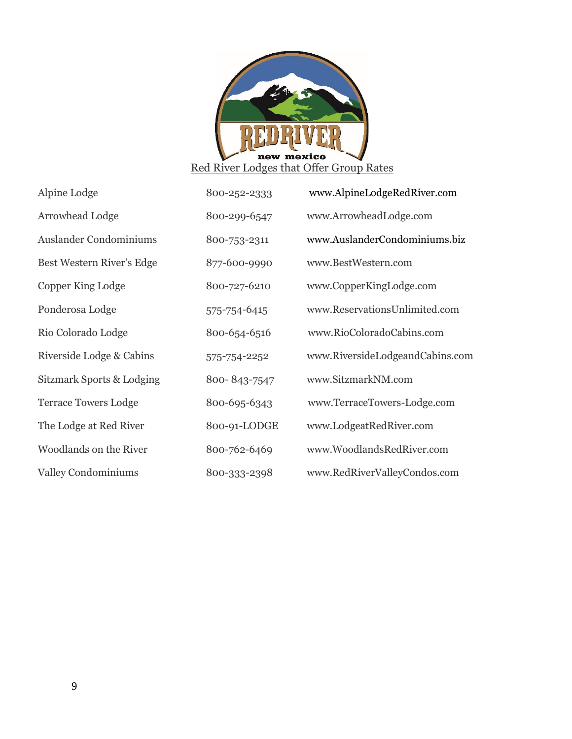## Red River Lodges that Offer Group Rates

| | | |
|---|---|---|
| Alpine Lodge | 800-252-2333 | www.AlpineLodgeRedRiver.com |
| Arrowhead Lodge | 800-299-6547 | www.ArrowheadLodge.com |
| Auslander Condominiums | 800-753-2311 | www.AuslanderCondominiums.biz |
| Best Western River's Edge | 877-600-9990 | www.BestWestern.com |
| Copper King Lodge | 800-727-6210 | www.CopperKingLodge.com |
| Ponderosa Lodge | 575-754-6415 | www.ReservationsUnlimited.com |
| Rio Colorado Lodge | 800-654-6516 | www.RioColoradoCabins.com |
| Riverside Lodge & Cabins | 575-754-2252 | www.RiversideLodgeandCabins.com |
| Sitzmark Sports & Lodging | 800- 843-7547 | www.SitzmarkNM.com |
| Terrace Towers Lodge | 800-695-6343 | www.TerraceTowers-Lodge.com |
| The Lodge at Red River | 800-91-LODGE | www.LodgeatRedRiver.com |
| Woodlands on the River | 800-762-6469 | www.WoodlandsRedRiver.com |
| Valley Condominiums | 800-333-2398 | www.RedRiverValleyCondos.com |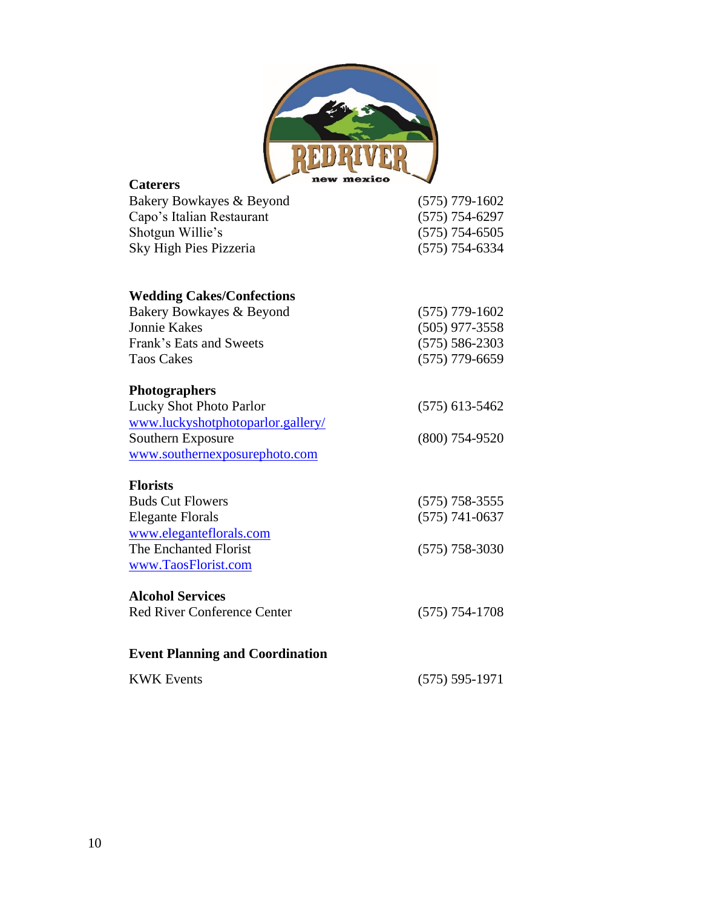## Caterers

| | |
|---|---|
| Bakery Bowkayes & Beyond | (575) 779-1602 |
| Capo's Italian Restaurant | (575) 754-6297 |
| Shotgun Willie's | (575) 754-6505 |
| Sky High Pies Pizzeria | (575) 754-6334 |

## Wedding Cakes/Confections

| | |
|---|---|
| Bakery Bowkayes & Beyond | (575) 779-1602 |
| Jonnie Kakes | (505) 977-3558 |
| Frank's Eats and Sweets | (575) 586-2303 |
| Taos Cakes | (575) 779-6659 |

## Photographers

| | |
|---|---|
| Lucky Shot Photo Parlor<br>www.luckyshotphotoparlor.gallery/ | (575) 613-5462 |
| Southern Exposure<br>www.southernexposurephoto.com | (800) 754-9520 |

## Florists

| | |
|---|---|
| Buds Cut Flowers | (575) 758-3555 |
| Elegante Florals<br>www.eleganteflorals.com | (575) 741-0637 |
| The Enchanted Florist<br>www.TaosFlorist.com | (575) 758-3030 |

## Alcohol Services

| | |
|---|---|
| Red River Conference Center | (575) 754-1708 |

## Event Planning and Coordination

| | |
|---|---|
| KWK Events | (575) 595-1971 |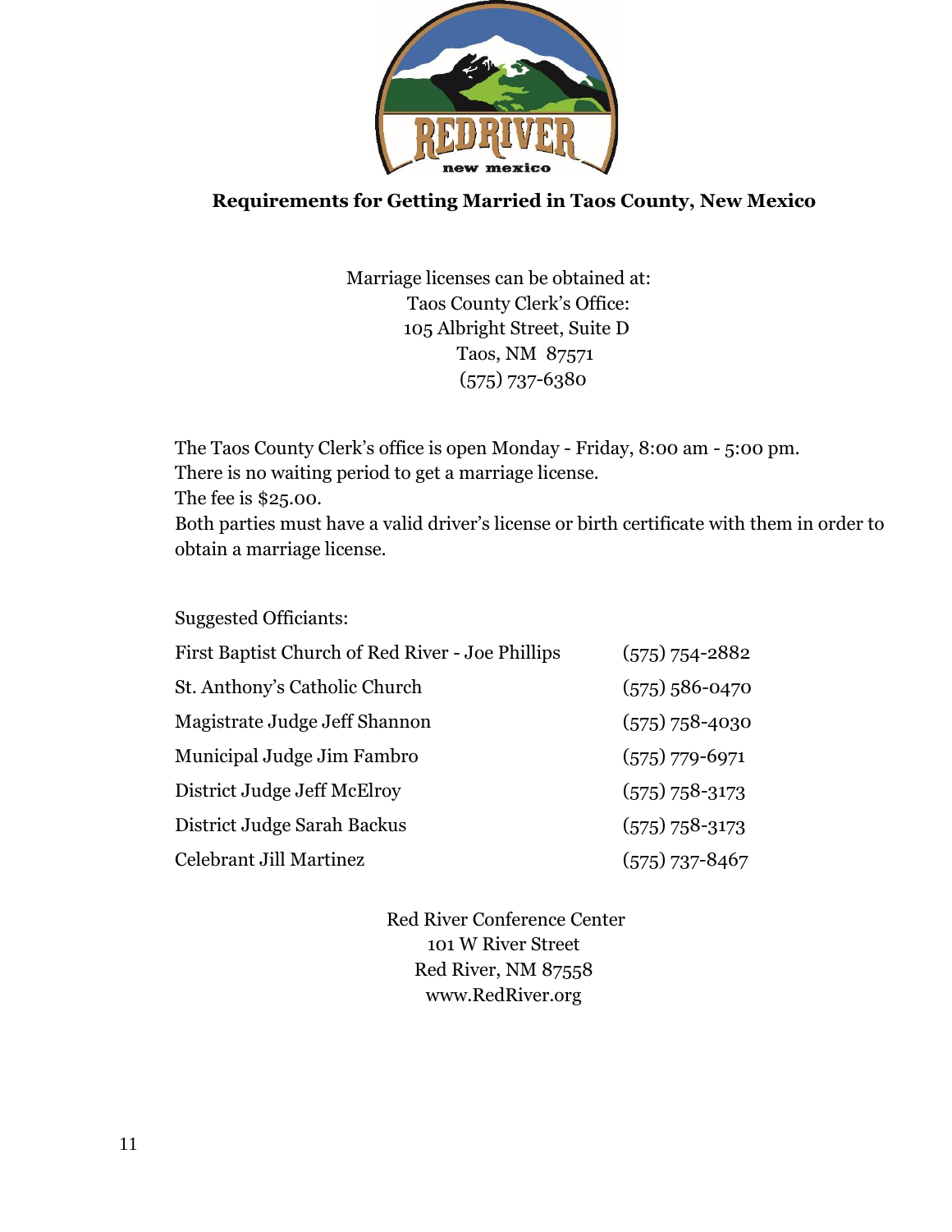## Requirements for Getting Married in Taos County, New Mexico

Marriage licenses can be obtained at:
Taos County Clerk's Office:
105 Albright Street, Suite D
Taos, NM 87571
(575) 737-6380

The Taos County Clerk's office is open Monday - Friday, 8:00 am - 5:00 pm.
There is no waiting period to get a marriage license.
The fee is $25.00.
Both parties must have a valid driver's license or birth certificate with them in order to obtain a marriage license.

Suggested Officiants:

| | |
|---|---|
| First Baptist Church of Red River - Joe Phillips | (575) 754-2882 |
| St. Anthony's Catholic Church | (575) 586-0470 |
| Magistrate Judge Jeff Shannon | (575) 758-4030 |
| Municipal Judge Jim Fambro | (575) 779-6971 |
| District Judge Jeff McElroy | (575) 758-3173 |
| District Judge Sarah Backus | (575) 758-3173 |
| Celebrant Jill Martinez | (575) 737-8467 |

Red River Conference Center
101 W River Street
Red River, NM 87558
www.RedRiver.org